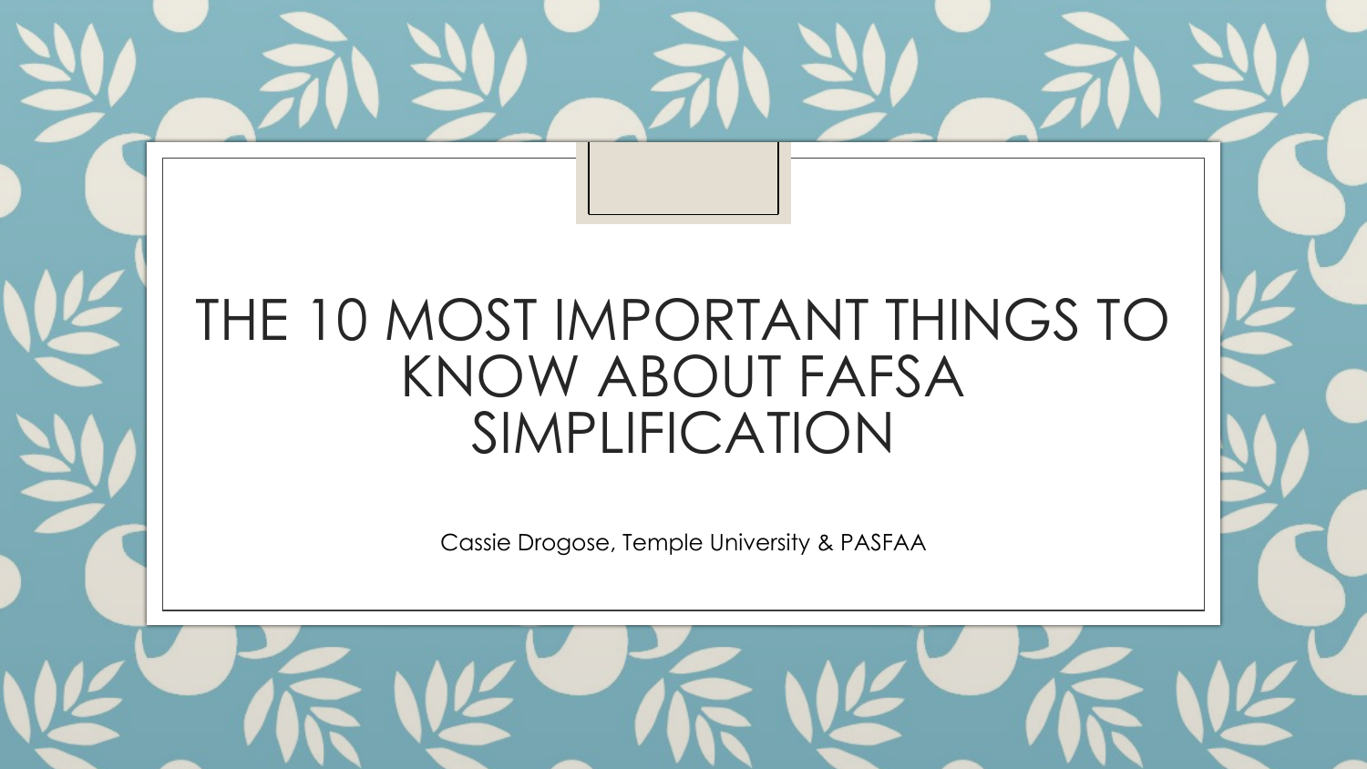# THE 10 MOST IMPORTANT THINGS TO KNOW ABOUT FAFSA SIMPLIFICATION

Cassie Drogose, Temple University & PASFAA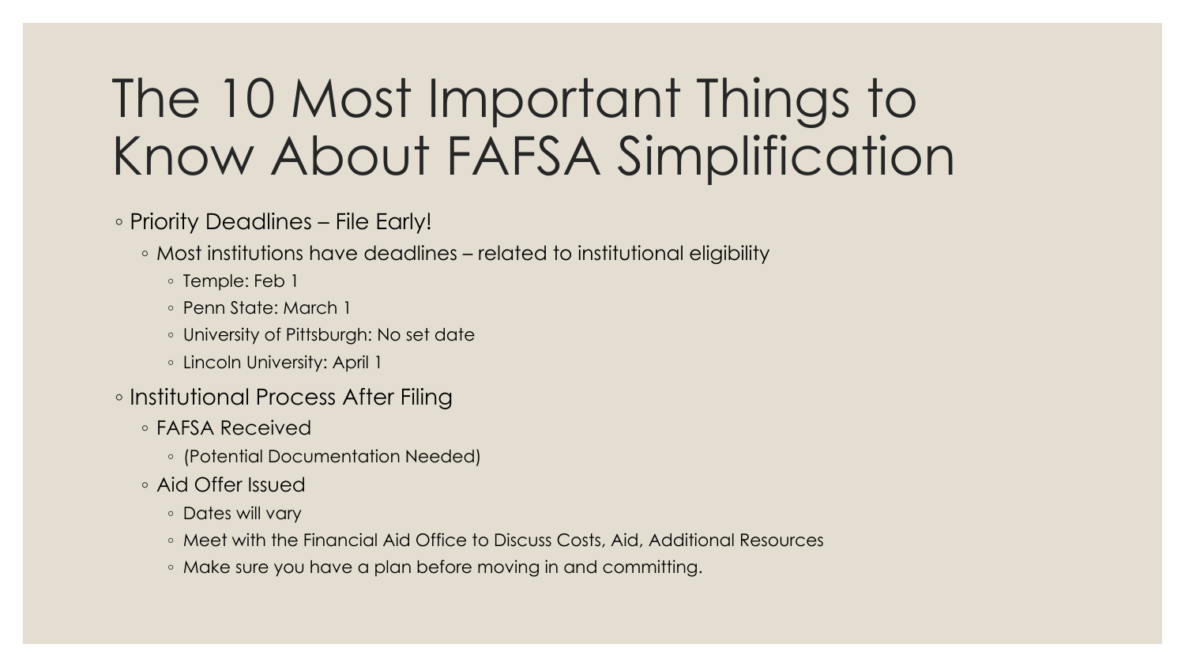# The 10 Most Important Things to Know About FAFSA Simplification

- Priority Deadlines – File Early!
  - Most institutions have deadlines – related to institutional eligibility
    - Temple: Feb 1
    - Penn State: March 1
    - University of Pittsburgh: No set date
    - Lincoln University: April 1
- Institutional Process After Filing
  - FAFSA Received
    - (Potential Documentation Needed)
  - Aid Offer Issued
    - Dates will vary
    - Meet with the Financial Aid Office to Discuss Costs, Aid, Additional Resources
    - Make sure you have a plan before moving in and committing.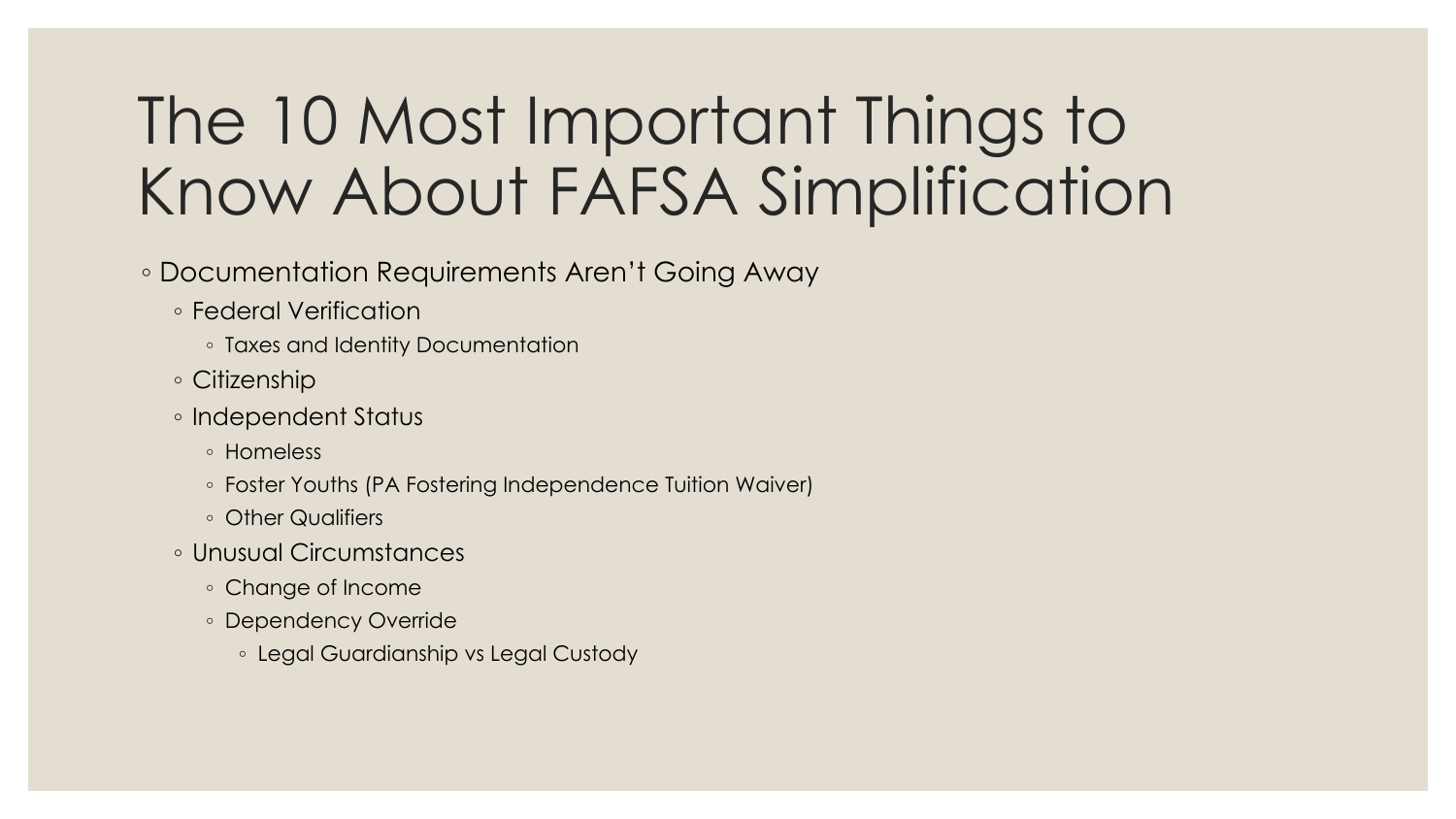# The 10 Most Important Things to Know About FAFSA Simplification

- Documentation Requirements Aren't Going Away
  - Federal Verification
    - Taxes and Identity Documentation
  - Citizenship
  - Independent Status
    - Homeless
    - Foster Youths (PA Fostering Independence Tuition Waiver)
    - Other Qualifiers
  - Unusual Circumstances
    - Change of Income
    - Dependency Override
      - Legal Guardianship vs Legal Custody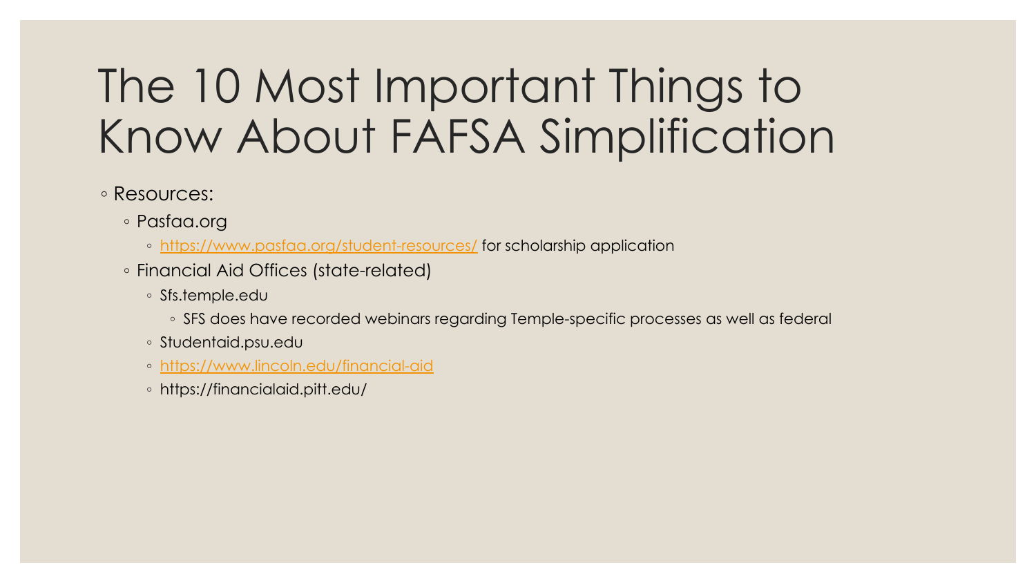# The 10 Most Important Things to Know About FAFSA Simplification

- Resources:
  - Pasfaa.org
    - https://www.pasfaa.org/student-resources/ for scholarship application
  - Financial Aid Offices (state-related)
    - Sfs.temple.edu
      - SFS does have recorded webinars regarding Temple-specific processes as well as federal
    - Studentaid.psu.edu
    - https://www.lincoln.edu/financial-aid
    - https://financialaid.pitt.edu/